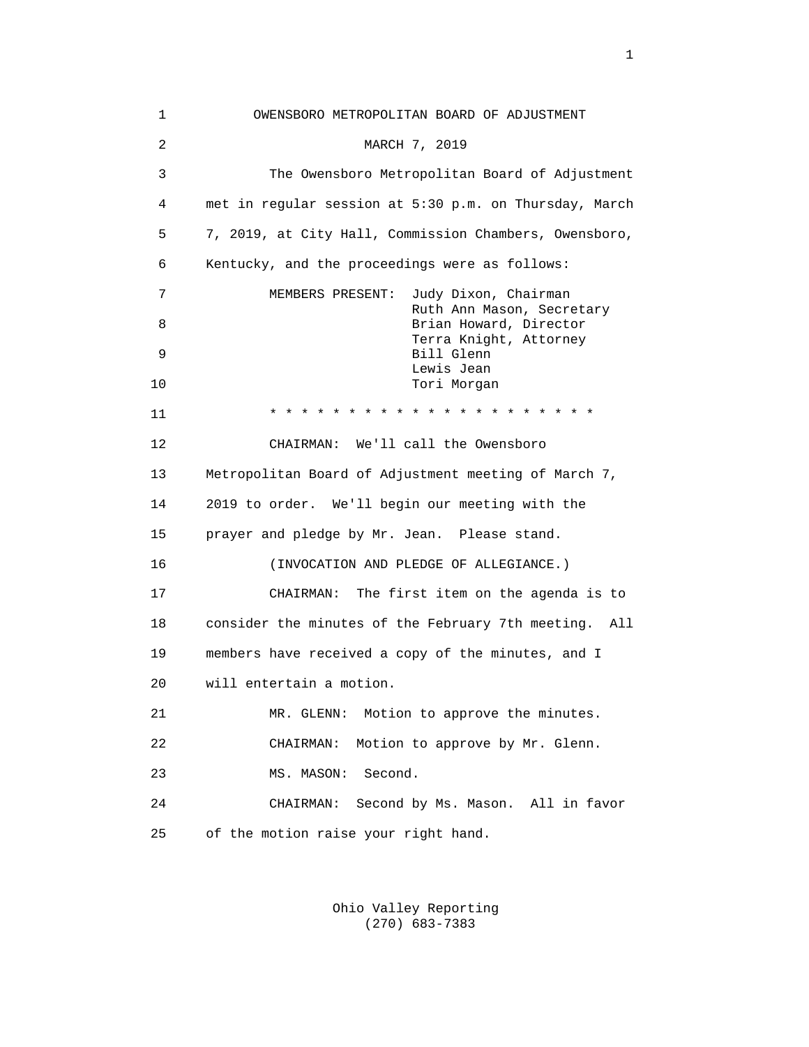# OWENSBORO METROPOLITAN BOARD OF ADJUSTMENT

MARCH 7, 2019

The Owensboro Metropolitan Board of Adjustment met in regular session at 5:30 p.m. on Thursday, March 7, 2019, at City Hall, Commission Chambers, Owensboro, Kentucky, and the proceedings were as follows:

MEMBERS PRESENT:
- Judy Dixon, Chairman
- Ruth Ann Mason, Secretary
- Brian Howard, Director
- Terra Knight, Attorney
- Bill Glenn
- Lewis Jean
- Tori Morgan

* * * * * * * * * * * * * * * * * * * * * *

CHAIRMAN: We'll call the Owensboro Metropolitan Board of Adjustment meeting of March 7, 2019 to order. We'll begin our meeting with the prayer and pledge by Mr. Jean. Please stand.

(INVOCATION AND PLEDGE OF ALLEGIANCE.)

CHAIRMAN: The first item on the agenda is to consider the minutes of the February 7th meeting. All members have received a copy of the minutes, and I will entertain a motion.

MR. GLENN: Motion to approve the minutes.

CHAIRMAN: Motion to approve by Mr. Glenn.

MS. MASON: Second.

CHAIRMAN: Second by Ms. Mason. All in favor of the motion raise your right hand.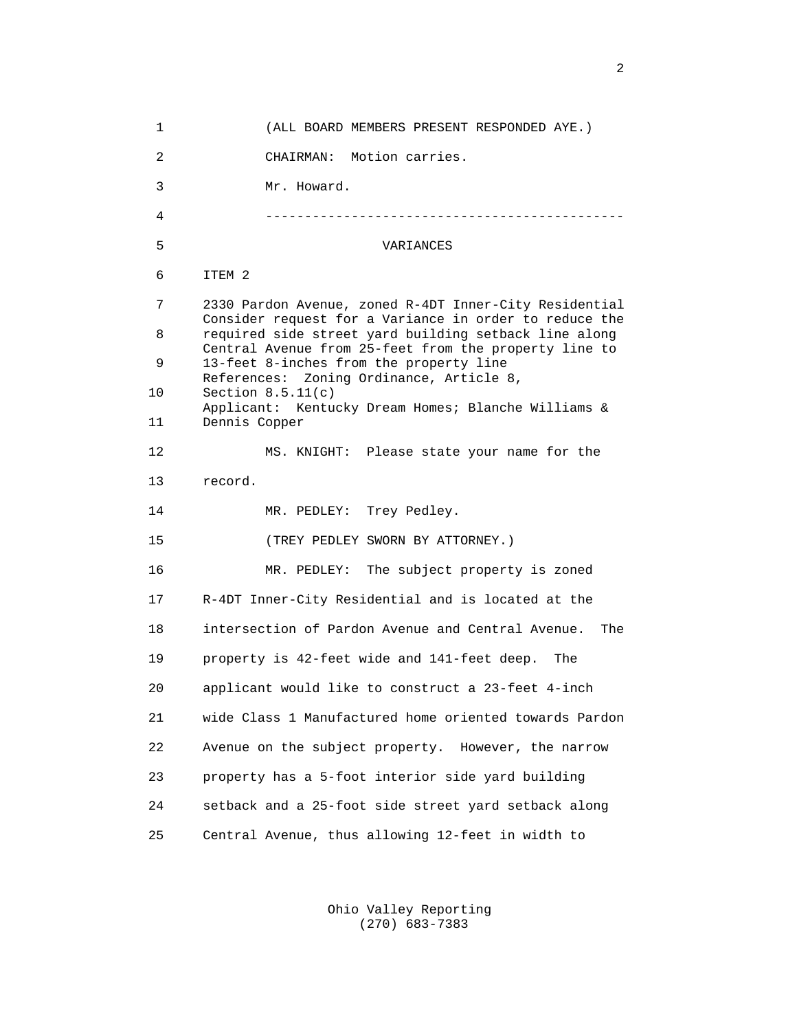(ALL BOARD MEMBERS PRESENT RESPONDED AYE.)

CHAIRMAN: Motion carries.

Mr. Howard.

---

## VARIANCES

ITEM 2

2330 Pardon Avenue, zoned R-4DT Inner-City Residential
Consider request for a Variance in order to reduce the required side street yard building setback line along Central Avenue from 25-feet from the property line to 13-feet 8-inches from the property line
References: Zoning Ordinance, Article 8, Section 8.5.11(c)
Applicant: Kentucky Dream Homes; Blanche Williams & Dennis Copper

MS. KNIGHT: Please state your name for the record.

MR. PEDLEY: Trey Pedley.

(TREY PEDLEY SWORN BY ATTORNEY.)

MR. PEDLEY: The subject property is zoned R-4DT Inner-City Residential and is located at the intersection of Pardon Avenue and Central Avenue. The property is 42-feet wide and 141-feet deep. The applicant would like to construct a 23-feet 4-inch wide Class 1 Manufactured home oriented towards Pardon Avenue on the subject property. However, the narrow property has a 5-foot interior side yard building setback and a 25-foot side street yard setback along Central Avenue, thus allowing 12-feet in width to

Ohio Valley Reporting
(270) 683-7383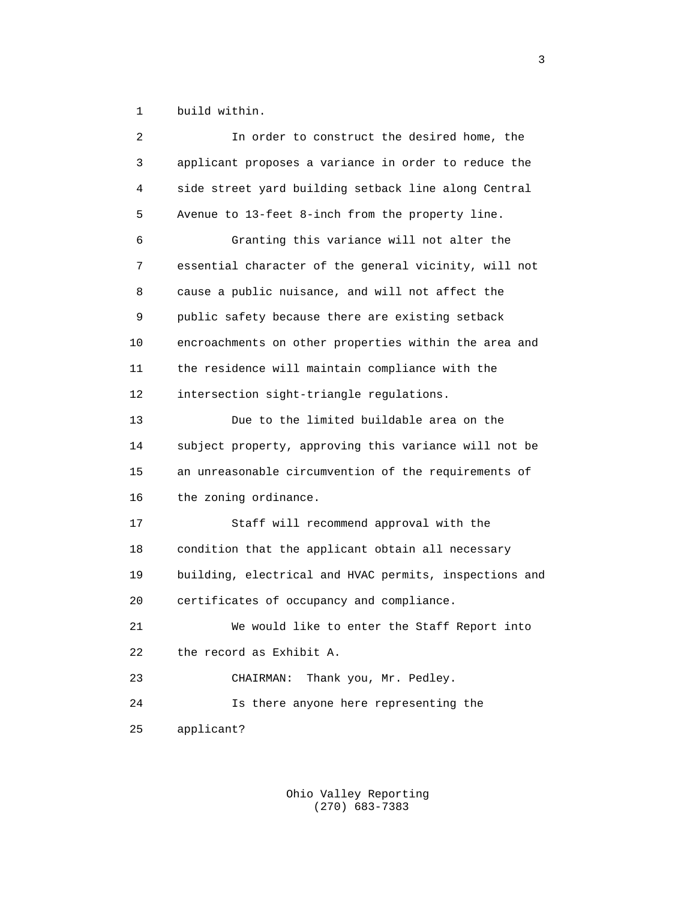build within.

In order to construct the desired home, the applicant proposes a variance in order to reduce the side street yard building setback line along Central Avenue to 13-feet 8-inch from the property line.

Granting this variance will not alter the essential character of the general vicinity, will not cause a public nuisance, and will not affect the public safety because there are existing setback encroachments on other properties within the area and the residence will maintain compliance with the intersection sight-triangle regulations.

Due to the limited buildable area on the subject property, approving this variance will not be an unreasonable circumvention of the requirements of the zoning ordinance.

Staff will recommend approval with the condition that the applicant obtain all necessary building, electrical and HVAC permits, inspections and certificates of occupancy and compliance.

We would like to enter the Staff Report into the record as Exhibit A.

CHAIRMAN: Thank you, Mr. Pedley.

Is there anyone here representing the applicant?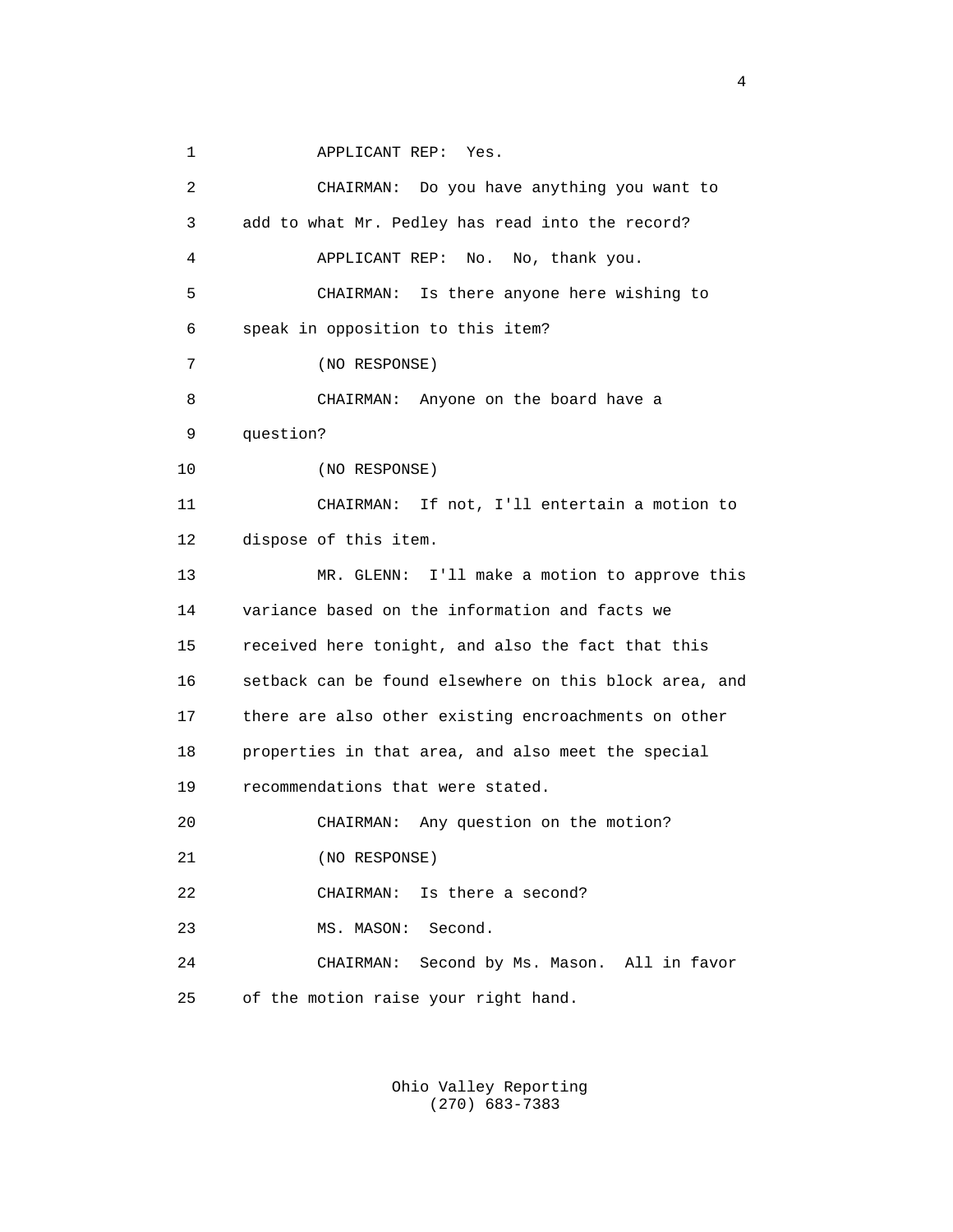1 APPLICANT REP: Yes.

2 CHAIRMAN: Do you have anything you want to

3 add to what Mr. Pedley has read into the record?

4 APPLICANT REP: No. No, thank you.

5 CHAIRMAN: Is there anyone here wishing to

6 speak in opposition to this item?

7 (NO RESPONSE)

8 CHAIRMAN: Anyone on the board have a

9 question?

10 (NO RESPONSE)

11 CHAIRMAN: If not, I'll entertain a motion to

12 dispose of this item.

13 MR. GLENN: I'll make a motion to approve this

14 variance based on the information and facts we

15 received here tonight, and also the fact that this

16 setback can be found elsewhere on this block area, and

17 there are also other existing encroachments on other

18 properties in that area, and also meet the special

19 recommendations that were stated.

20 CHAIRMAN: Any question on the motion?

21 (NO RESPONSE)

22 CHAIRMAN: Is there a second?

23 MS. MASON: Second.

24 CHAIRMAN: Second by Ms. Mason. All in favor

25 of the motion raise your right hand.

Ohio Valley Reporting
(270) 683-7383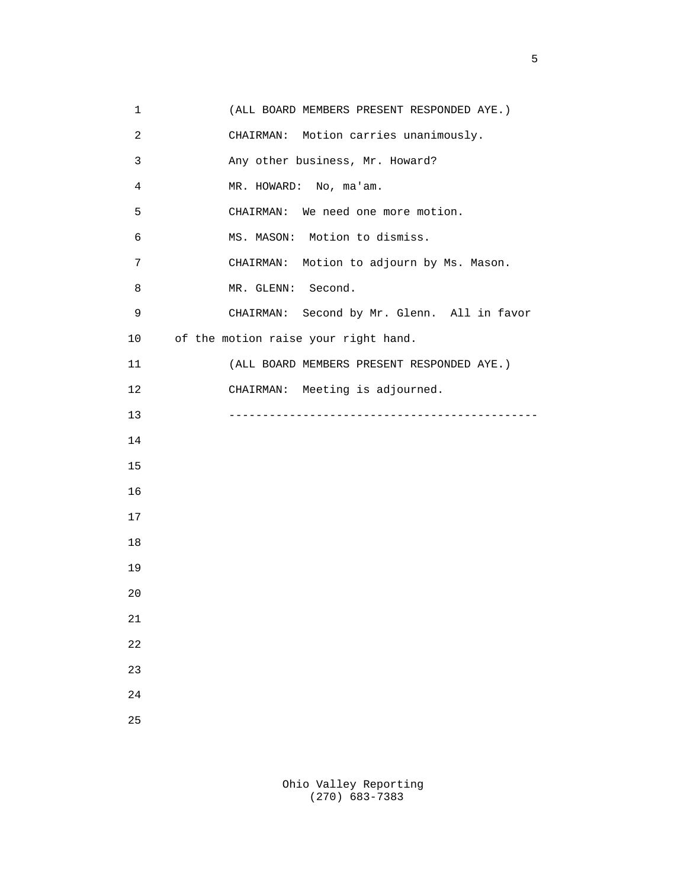(ALL BOARD MEMBERS PRESENT RESPONDED AYE.)

CHAIRMAN: Motion carries unanimously.

Any other business, Mr. Howard?

MR. HOWARD: No, ma'am.

CHAIRMAN: We need one more motion.

MS. MASON: Motion to dismiss.

CHAIRMAN: Motion to adjourn by Ms. Mason.

MR. GLENN: Second.

CHAIRMAN: Second by Mr. Glenn. All in favor of the motion raise your right hand.

(ALL BOARD MEMBERS PRESENT RESPONDED AYE.)

CHAIRMAN: Meeting is adjourned.

---

Ohio Valley Reporting
(270) 683-7383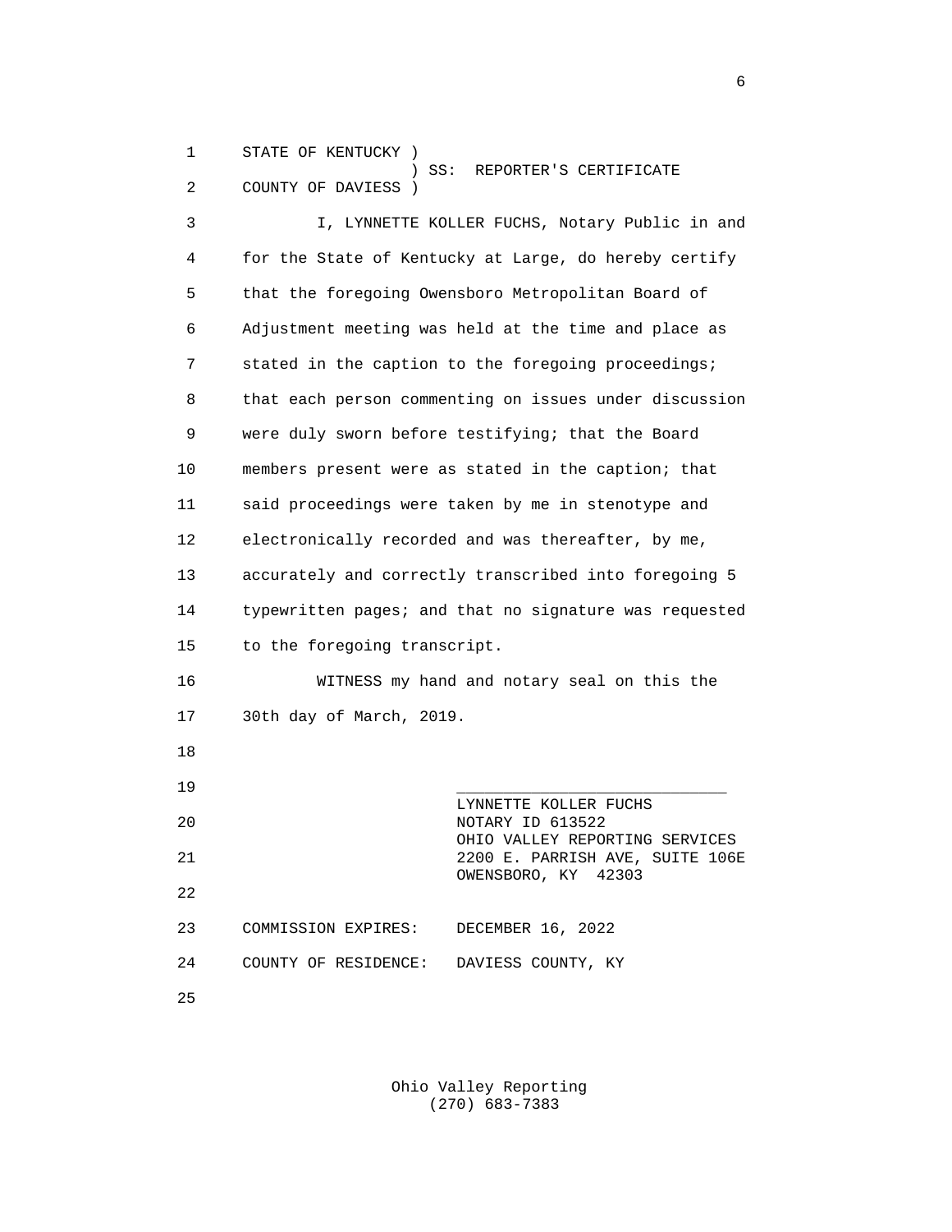STATE OF KENTUCKY )
) SS: REPORTER'S CERTIFICATE
COUNTY OF DAVIESS )

I, LYNNETTE KOLLER FUCHS, Notary Public in and for the State of Kentucky at Large, do hereby certify that the foregoing Owensboro Metropolitan Board of Adjustment meeting was held at the time and place as stated in the caption to the foregoing proceedings; that each person commenting on issues under discussion were duly sworn before testifying; that the Board members present were as stated in the caption; that said proceedings were taken by me in stenotype and electronically recorded and was thereafter, by me, accurately and correctly transcribed into foregoing 5 typewritten pages; and that no signature was requested to the foregoing transcript.

WITNESS my hand and notary seal on this the 30th day of March, 2019.

\_\_\_\_\_\_\_\_\_\_\_\_\_\_\_\_\_\_\_\_\_\_\_\_\_\_\_\_\_\_
LYNNETTE KOLLER FUCHS
NOTARY ID 613522
OHIO VALLEY REPORTING SERVICES
2200 E. PARRISH AVE, SUITE 106E
OWENSBORO, KY 42303

COMMISSION EXPIRES: DECEMBER 16, 2022

COUNTY OF RESIDENCE: DAVIESS COUNTY, KY